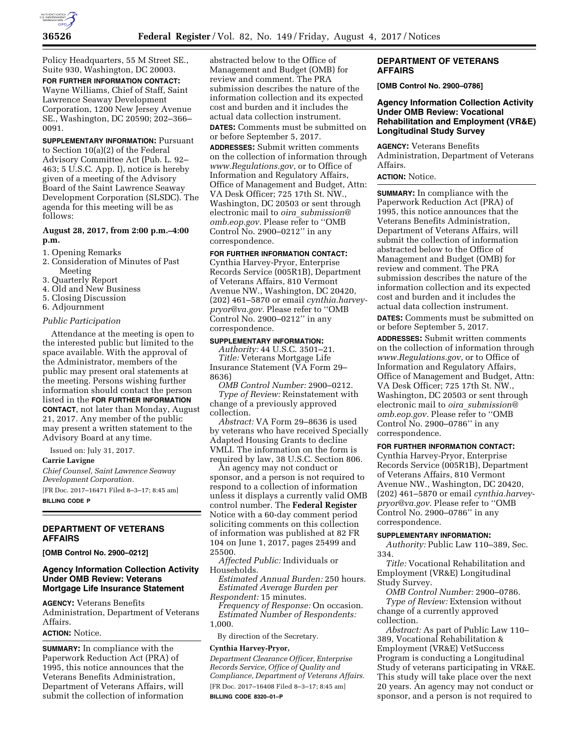Policy Headquarters, 55 M Street SE., Suite 930, Washington, DC 20003.

**FOR FURTHER INFORMATION CONTACT:** Wayne Williams, Chief of Staff, Saint Lawrence Seaway Development Corporation, 1200 New Jersey Avenue SE., Washington, DC 20590; 202–366–0091.

**SUPPLEMENTARY INFORMATION:** Pursuant to Section 10(a)(2) of the Federal Advisory Committee Act (Pub. L. 92–463; 5 U.S.C. App. I), notice is hereby given of a meeting of the Advisory Board of the Saint Lawrence Seaway Development Corporation (SLSDC). The agenda for this meeting will be as follows:

### August 28, 2017, from 2:00 p.m.–4:00 p.m.

1. Opening Remarks
2. Consideration of Minutes of Past Meeting
3. Quarterly Report
4. Old and New Business
5. Closing Discussion
6. Adjournment

*Public Participation*

Attendance at the meeting is open to the interested public but limited to the space available. With the approval of the Administrator, members of the public may present oral statements at the meeting. Persons wishing further information should contact the person listed in the **FOR FURTHER INFORMATION CONTACT**, not later than Monday, August 21, 2017. Any member of the public may present a written statement to the Advisory Board at any time.

Issued on: July 31, 2017.

**Carrie Lavigne**

*Chief Counsel, Saint Lawrence Seaway Development Corporation.*

[FR Doc. 2017–16471 Filed 8–3–17; 8:45 am]

**BILLING CODE P**

---

## DEPARTMENT OF VETERANS AFFAIRS

**[OMB Control No. 2900–0212]**

### Agency Information Collection Activity Under OMB Review: Veterans Mortgage Life Insurance Statement

**AGENCY:** Veterans Benefits Administration, Department of Veterans Affairs.

**ACTION:** Notice.

**SUMMARY:** In compliance with the Paperwork Reduction Act (PRA) of 1995, this notice announces that the Veterans Benefits Administration, Department of Veterans Affairs, will submit the collection of information abstracted below to the Office of Management and Budget (OMB) for review and comment. The PRA submission describes the nature of the information collection and its expected cost and burden and it includes the actual data collection instrument.

**DATES:** Comments must be submitted on or before September 5, 2017.

**ADDRESSES:** Submit written comments on the collection of information through *www.Regulations.gov*, or to Office of Information and Regulatory Affairs, Office of Management and Budget, Attn: VA Desk Officer; 725 17th St. NW., Washington, DC 20503 or sent through electronic mail to *oira_submission@omb.eop.gov*. Please refer to ''OMB Control No. 2900–0212'' in any correspondence.

**FOR FURTHER INFORMATION CONTACT:** Cynthia Harvey-Pryor, Enterprise Records Service (005R1B), Department of Veterans Affairs, 810 Vermont Avenue NW., Washington, DC 20420, (202) 461–5870 or email *cynthia.harvey-pryor@va.gov*. Please refer to ''OMB Control No. 2900–0212'' in any correspondence.

**SUPPLEMENTARY INFORMATION:**

*Authority:* 44 U.S.C. 3501–21.

*Title:* Veterans Mortgage Life Insurance Statement (VA Form 29–8636)

*OMB Control Number:* 2900–0212.

*Type of Review:* Reinstatement with change of a previously approved collection.

*Abstract:* VA Form 29–8636 is used by veterans who have received Specially Adapted Housing Grants to decline VMLI. The information on the form is required by law, 38 U.S.C. Section 806.

An agency may not conduct or sponsor, and a person is not required to respond to a collection of information unless it displays a currently valid OMB control number. The **Federal Register** Notice with a 60-day comment period soliciting comments on this collection of information was published at 82 FR 104 on June 1, 2017, pages 25499 and 25500.

*Affected Public:* Individuals or Households.

*Estimated Annual Burden:* 250 hours.

*Estimated Average Burden per Respondent:* 15 minutes.

*Frequency of Response:* On occasion.

*Estimated Number of Respondents:* 1,000.

By direction of the Secretary.

**Cynthia Harvey-Pryor,**

*Department Clearance Officer, Enterprise Records Service, Office of Quality and Compliance, Department of Veterans Affairs.*

[FR Doc. 2017–16408 Filed 8–3–17; 8:45 am]

**BILLING CODE 8320–01–P**

---

## DEPARTMENT OF VETERANS AFFAIRS

**[OMB Control No. 2900–0786]**

### Agency Information Collection Activity Under OMB Review: Vocational Rehabilitation and Employment (VR&E) Longitudinal Study Survey

**AGENCY:** Veterans Benefits Administration, Department of Veterans Affairs.

**ACTION:** Notice.

**SUMMARY:** In compliance with the Paperwork Reduction Act (PRA) of 1995, this notice announces that the Veterans Benefits Administration, Department of Veterans Affairs, will submit the collection of information abstracted below to the Office of Management and Budget (OMB) for review and comment. The PRA submission describes the nature of the information collection and its expected cost and burden and it includes the actual data collection instrument.

**DATES:** Comments must be submitted on or before September 5, 2017.

**ADDRESSES:** Submit written comments on the collection of information through *www.Regulations.gov,* or to Office of Information and Regulatory Affairs, Office of Management and Budget, Attn: VA Desk Officer; 725 17th St. NW., Washington, DC 20503 or sent through electronic mail to *oira_submission@omb.eop.gov.* Please refer to ''OMB Control No. 2900–0786'' in any correspondence.

**FOR FURTHER INFORMATION CONTACT:** Cynthia Harvey-Pryor, Enterprise Records Service (005R1B), Department of Veterans Affairs, 810 Vermont Avenue NW., Washington, DC 20420, (202) 461–5870 or email *cynthia.harvey-pryor@va.gov.* Please refer to ''OMB Control No. 2900–0786'' in any correspondence.

**SUPPLEMENTARY INFORMATION:**

*Authority:* Public Law 110–389, Sec. 334.

*Title:* Vocational Rehabilitation and Employment (VR&E) Longitudinal Study Survey.

*OMB Control Number:* 2900–0786.

*Type of Review:* Extension without change of a currently approved collection.

*Abstract:* As part of Public Law 110–389, Vocational Rehabilitation & Employment (VR&E) VetSuccess Program is conducting a Longitudinal Study of veterans participating in VR&E. This study will take place over the next 20 years. An agency may not conduct or sponsor, and a person is not required to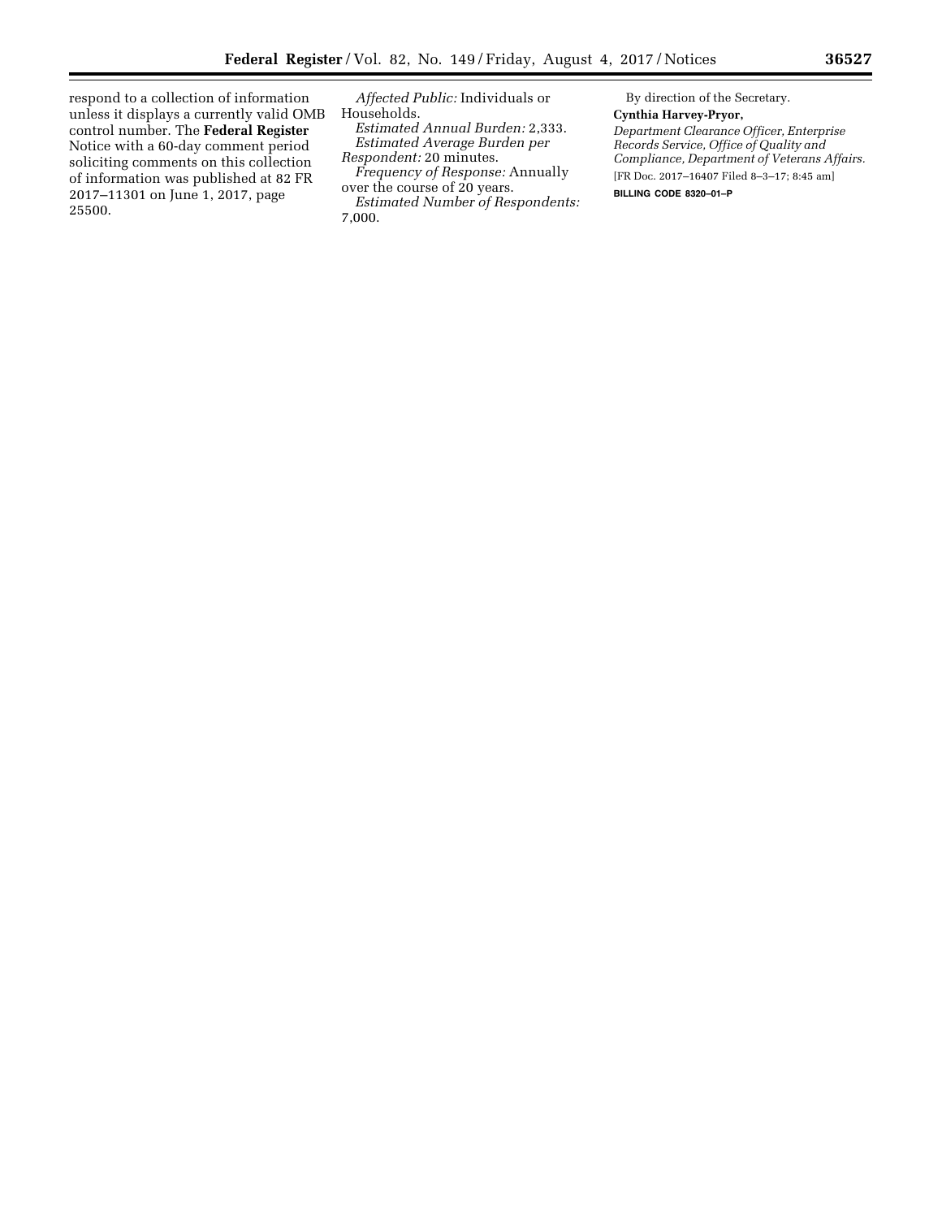respond to a collection of information unless it displays a currently valid OMB control number. The **Federal Register** Notice with a 60-day comment period soliciting comments on this collection of information was published at 82 FR 2017–11301 on June 1, 2017, page 25500.

*Affected Public:* Individuals or Households.

*Estimated Annual Burden:* 2,333.

*Estimated Average Burden per Respondent:* 20 minutes.

*Frequency of Response:* Annually over the course of 20 years.

*Estimated Number of Respondents:* 7,000.

By direction of the Secretary.

**Cynthia Harvey-Pryor,**

*Department Clearance Officer, Enterprise Records Service, Office of Quality and Compliance, Department of Veterans Affairs.*

[FR Doc. 2017–16407 Filed 8–3–17; 8:45 am]

**BILLING CODE 8320–01–P**